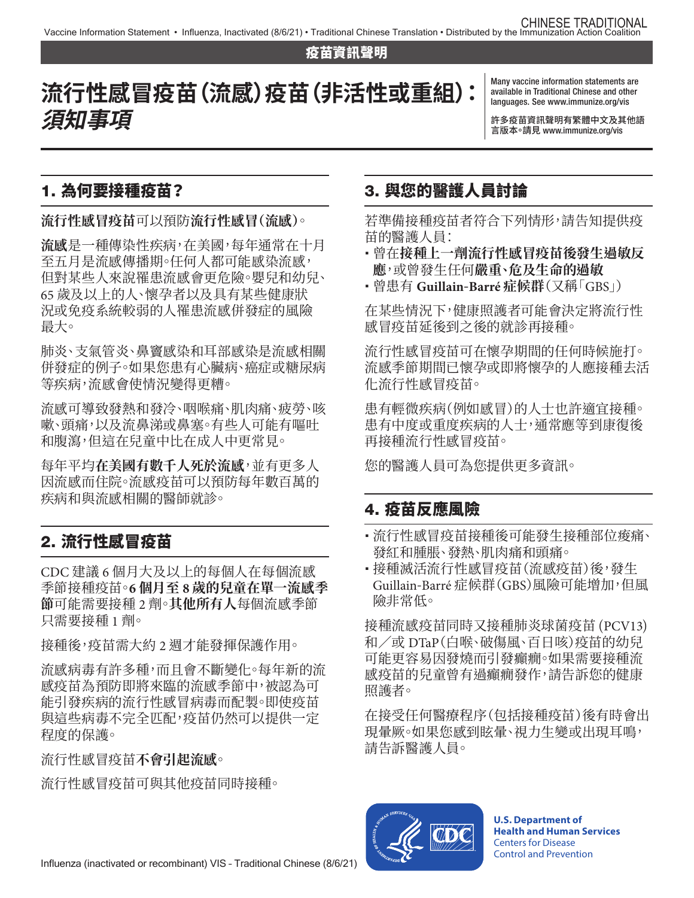疫苗資訊聲明

# 流行性感冒疫苗（流感）疫苗（非活性或重組）：*須知事項*

Many vaccine information statements are available in Traditional Chinese and other languages. See www.immunize.org/vis

許多疫苗資訊聲明有繁體中文及其他語言版本。請見 www.immunize.org/vis

## 1. 為何要接種疫苗？

**流行性感冒疫苗**可以預防**流行性感冒（流感）**。

**流感**是一種傳染性疾病，在美國，每年通常在十月至五月是流感傳播期。任何人都可能感染流感，但對某些人來說罹患流感會更危險。嬰兒和幼兒、65 歲及以上的人、懷孕者以及具有某些健康狀況或免疫系統較弱的人罹患流感併發症的風險最大。

肺炎、支氣管炎、鼻竇感染和耳部感染是流感相關併發症的例子。如果您患有心臟病、癌症或糖尿病等疾病，流感會使情況變得更糟。

流感可導致發熱和發冷、咽喉痛、肌肉痛、疲勞、咳嗽、頭痛，以及流鼻涕或鼻塞。有些人可能有嘔吐和腹瀉，但這在兒童中比在成人中更常見。

每年平均**在美國有數千人死於流感**，並有更多人因流感而住院。流感疫苗可以預防每年數百萬的疾病和與流感相關的醫師就診。

## 2. 流行性感冒疫苗

CDC 建議 6 個月大及以上的每個人在每個流感季節接種疫苗。**6 個月至 8 歲的兒童在單一流感季節**可能需要接種 2 劑。**其他所有人**每個流感季節只需要接種 1 劑。

接種後，疫苗需大約 2 週才能發揮保護作用。

流感病毒有許多種，而且會不斷變化。每年新的流感疫苗為預防即將來臨的流感季節中，被認為可能引發疾病的流行性感冒病毒而配製。即使疫苗與這些病毒不完全匹配，疫苗仍然可以提供一定程度的保護。

流行性感冒疫苗**不會引起流感**。

流行性感冒疫苗可與其他疫苗同時接種。

## 3. 與您的醫護人員討論

若準備接種疫苗者符合下列情形，請告知提供疫苗的醫護人員：

- 曾在**接種上一劑流行性感冒疫苗後發生過敏反應**，或曾發生任何**嚴重、危及生命的過敏**
- 曾患有 **Guillain-Barré 症候群**（又稱「GBS」）

在某些情況下，健康照護者可能會決定將流行性感冒疫苗延後到之後的就診再接種。

流行性感冒疫苗可在懷孕期間的任何時候施打。流感季節期間已懷孕或即將懷孕的人應接種去活化流行性感冒疫苗。

患有輕微疾病（例如感冒）的人士也許適宜接種。患有中度或重度疾病的人士，通常應等到康復後再接種流行性感冒疫苗。

您的醫護人員可為您提供更多資訊。

## 4. 疫苗反應風險

- 流行性感冒疫苗接種後可能發生接種部位痠痛、發紅和腫脹、發熱、肌肉痛和頭痛。
- 接種滅活流行性感冒疫苗（流感疫苗）後，發生 Guillain-Barré 症候群（GBS）風險可能增加，但風險非常低。

接種流感疫苗同時又接種肺炎球菌疫苗 (PCV13) 和／或 DTaP（白喉、破傷風、百日咳）疫苗的幼兒可能更容易因發燒而引發癲癇。如果需要接種流感疫苗的兒童曾有過癲癇發作，請告訴您的健康照護者。

在接受任何醫療程序（包括接種疫苗）後有時會出現暈厥。如果您感到眩暈、視力生變或出現耳鳴，請告訴醫護人員。

U.S. Department of Health and Human Services
Centers for Disease Control and Prevention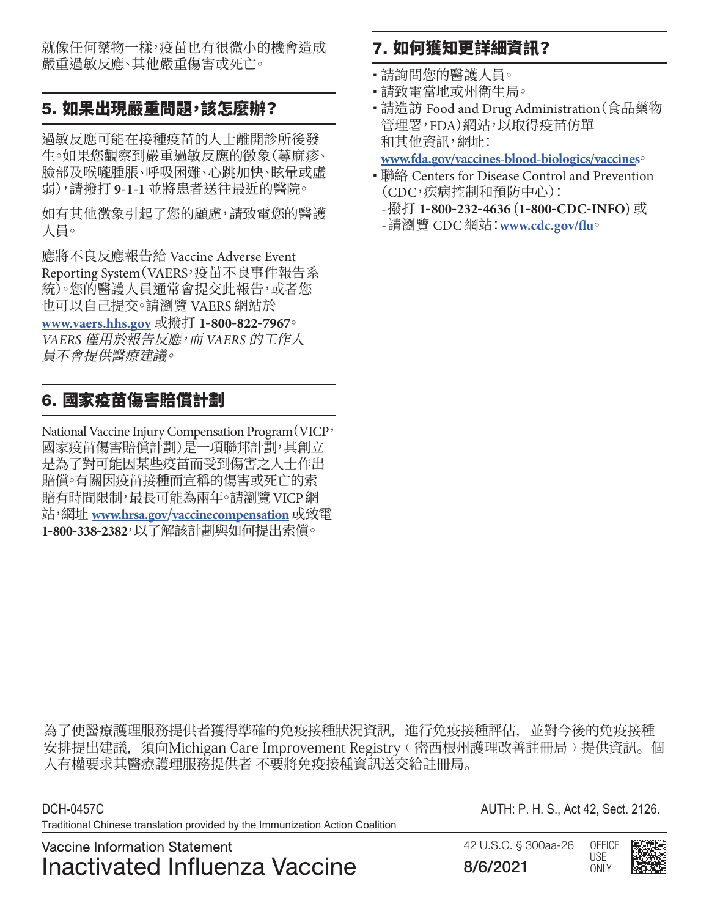就像任何藥物一樣，疫苗也有很微小的機會造成嚴重過敏反應、其他嚴重傷害或死亡。

## 5. 如果出現嚴重問題，該怎麼辦？

過敏反應可能在接種疫苗的人士離開診所後發生。如果您觀察到嚴重過敏反應的徵象（蕁麻疹、臉部及喉嚨腫脹、呼吸困難、心跳加快、眩暈或虛弱），請撥打 **9-1-1** 並將患者送往最近的醫院。

如有其他徵象引起了您的顧慮，請致電您的醫護人員。

應將不良反應報告給 Vaccine Adverse Event Reporting System（VAERS，疫苗不良事件報告系統）。您的醫護人員通常會提交此報告，或者您也可以自己提交。請瀏覽 VAERS 網站於 **www.vaers.hhs.gov** 或撥打 **1-800-822-7967**。*VAERS 僅用於報告反應，而 VAERS 的工作人員不會提供醫療建議。*

## 6. 國家疫苗傷害賠償計劃

National Vaccine Injury Compensation Program（VICP，國家疫苗傷害賠償計劃）是一項聯邦計劃，其創立是為了對可能因某些疫苗而受到傷害之人士作出賠償。有關因疫苗接種而宣稱的傷害或死亡的索賠有時間限制，最長可能為兩年。請瀏覽 VICP 網站，網址 **www.hrsa.gov/vaccinecompensation** 或致電 **1-800-338-2382**，以了解該計劃與如何提出索償。

## 7. 如何獲知更詳細資訊？

- 請詢問您的醫護人員。
- 請致電當地或州衛生局。
- 請造訪 Food and Drug Administration（食品藥物管理署，FDA）網站，以取得疫苗仿單和其他資訊，網址：**www.fda.gov/vaccines-blood-biologics/vaccines**。
- 聯絡 Centers for Disease Control and Prevention（CDC，疾病控制和預防中心）：
  - 撥打 **1-800-232-4636**（**1-800-CDC-INFO**）或
  - 請瀏覽 CDC 網站：**www.cdc.gov/flu**。

為了使醫療護理服務提供者獲得準確的免疫接種狀況資訊，進行免疫接種評估，並對今後的免疫接種安排提出建議，須向Michigan Care Improvement Registry（密西根州護理改善註冊局）提供資訊。個人有權要求其醫療護理服務提供者 不要將免疫接種資訊送交給註冊局。

DCH-0457C

AUTH: P. H. S., Act 42, Sect. 2126.

Traditional Chinese translation provided by the Immunization Action Coalition

Vaccine Information Statement

**Inactivated Influenza Vaccine**

42 U.S.C. § 300aa-26

**8/6/2021**

OFFICE USE ONLY